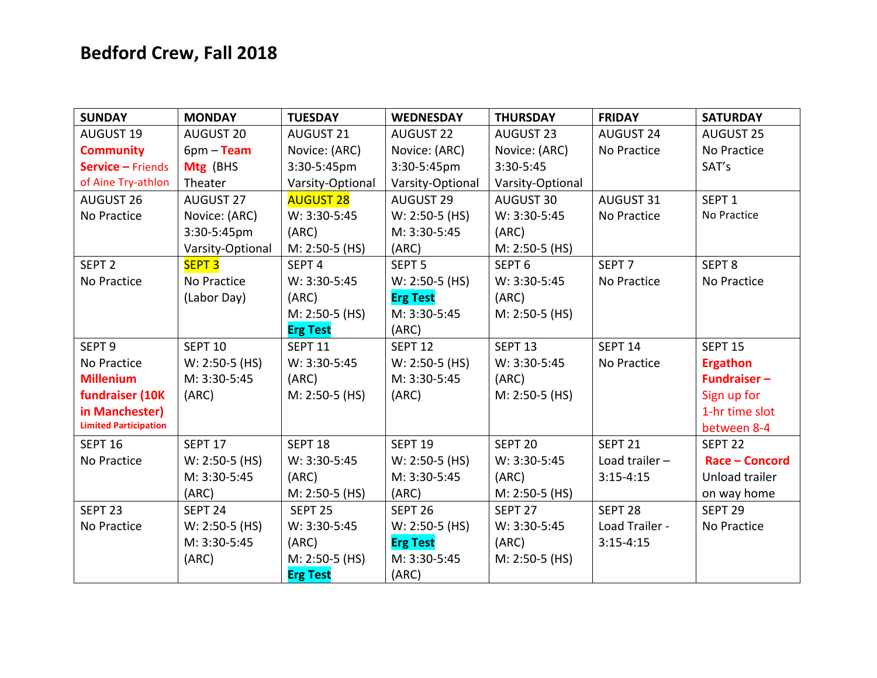# Bedford Crew, Fall 2018

| SUNDAY | MONDAY | TUESDAY | WEDNESDAY | THURSDAY | FRIDAY | SATURDAY |
|---|---|---|---|---|---|---|
| AUGUST 19 **Community Service –** Friends of Aine Try-athlon | AUGUST 20 6pm – **Team Mtg** (BHS Theater | AUGUST 21 Novice: (ARC) 3:30-5:45pm Varsity-Optional | AUGUST 22 Novice: (ARC) 3:30-5:45pm Varsity-Optional | AUGUST 23 Novice: (ARC) 3:30-5:45 Varsity-Optional | AUGUST 24 No Practice | AUGUST 25 No Practice SAT's |
| AUGUST 26 No Practice | AUGUST 27 Novice: (ARC) 3:30-5:45pm Varsity-Optional | AUGUST 28 W: 3:30-5:45 (ARC) M: 2:50-5 (HS) | AUGUST 29 W: 2:50-5 (HS) M: 3:30-5:45 (ARC) | AUGUST 30 W: 3:30-5:45 (ARC) M: 2:50-5 (HS) | AUGUST 31 No Practice | SEPT 1 No Practice |
| SEPT 2 No Practice | SEPT 3 No Practice (Labor Day) | SEPT 4 W: 3:30-5:45 (ARC) M: 2:50-5 (HS) **Erg Test** | SEPT 5 W: 2:50-5 (HS) **Erg Test** M: 3:30-5:45 (ARC) | SEPT 6 W: 3:30-5:45 (ARC) M: 2:50-5 (HS) | SEPT 7 No Practice | SEPT 8 No Practice |
| SEPT 9 No Practice **Millenium fundraiser (10K in Manchester)** **Limited Participation** | SEPT 10 W: 2:50-5 (HS) M: 3:30-5:45 (ARC) | SEPT 11 W: 3:30-5:45 (ARC) M: 2:50-5 (HS) | SEPT 12 W: 2:50-5 (HS) M: 3:30-5:45 (ARC) | SEPT 13 W: 3:30-5:45 (ARC) M: 2:50-5 (HS) | SEPT 14 No Practice | SEPT 15 **Ergathon Fundraiser –** Sign up for 1-hr time slot between 8-4 |
| SEPT 16 No Practice | SEPT 17 W: 2:50-5 (HS) M: 3:30-5:45 (ARC) | SEPT 18 W: 3:30-5:45 (ARC) M: 2:50-5 (HS) | SEPT 19 W: 2:50-5 (HS) M: 3:30-5:45 (ARC) | SEPT 20 W: 3:30-5:45 (ARC) M: 2:50-5 (HS) | SEPT 21 Load trailer – 3:15-4:15 | SEPT 22 **Race – Concord** Unload trailer on way home |
| SEPT 23 No Practice | SEPT 24 W: 2:50-5 (HS) M: 3:30-5:45 (ARC) | SEPT 25 W: 3:30-5:45 (ARC) M: 2:50-5 (HS) **Erg Test** | SEPT 26 W: 2:50-5 (HS) **Erg Test** M: 3:30-5:45 (ARC) | SEPT 27 W: 3:30-5:45 (ARC) M: 2:50-5 (HS) | SEPT 28 Load Trailer - 3:15-4:15 | SEPT 29 No Practice |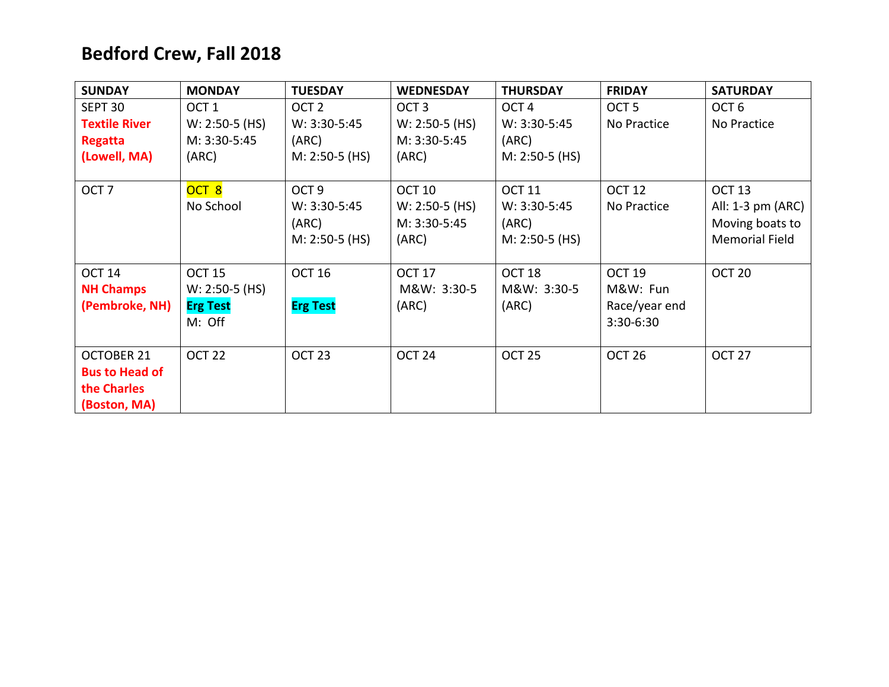# Bedford Crew, Fall 2018

| SUNDAY | MONDAY | TUESDAY | WEDNESDAY | THURSDAY | FRIDAY | SATURDAY |
|---|---|---|---|---|---|---|
| SEPT 30 **Textile River Regatta (Lowell, MA)** | OCT 1 W: 2:50-5 (HS) M: 3:30-5:45 (ARC) | OCT 2 W: 3:30-5:45 (ARC) M: 2:50-5 (HS) | OCT 3 W: 2:50-5 (HS) M: 3:30-5:45 (ARC) | OCT 4 W: 3:30-5:45 (ARC) M: 2:50-5 (HS) | OCT 5 No Practice | OCT 6 No Practice |
| OCT 7 | OCT 8 No School | OCT 9 W: 3:30-5:45 (ARC) M: 2:50-5 (HS) | OCT 10 W: 2:50-5 (HS) M: 3:30-5:45 (ARC) | OCT 11 W: 3:30-5:45 (ARC) M: 2:50-5 (HS) | OCT 12 No Practice | OCT 13 All: 1-3 pm (ARC) Moving boats to Memorial Field |
| OCT 14 **NH Champs (Pembroke, NH)** | OCT 15 W: 2:50-5 (HS) **Erg Test** M: Off | OCT 16 **Erg Test** | OCT 17 M&W: 3:30-5 (ARC) | OCT 18 M&W: 3:30-5 (ARC) | OCT 19 M&W: Fun Race/year end 3:30-6:30 | OCT 20 |
| OCTOBER 21 **Bus to Head of the Charles (Boston, MA)** | OCT 22 | OCT 23 | OCT 24 | OCT 25 | OCT 26 | OCT 27 |